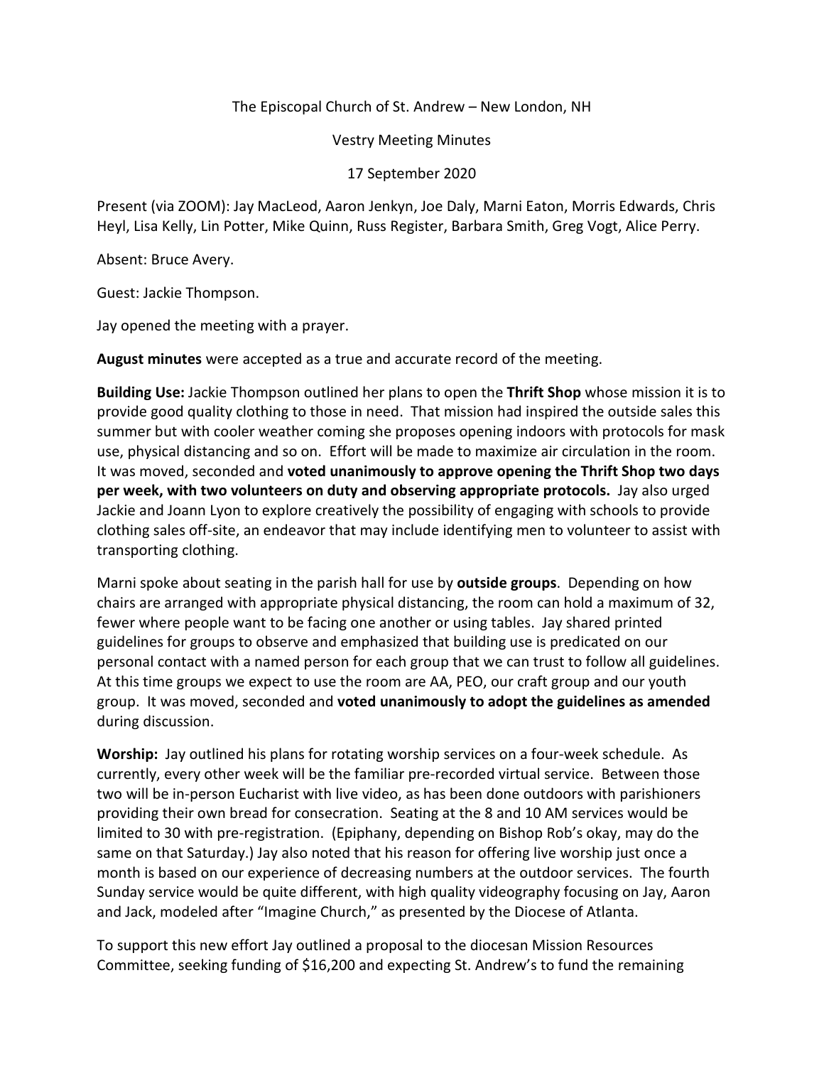The Episcopal Church of St. Andrew – New London, NH

Vestry Meeting Minutes

17 September 2020

Present (via ZOOM): Jay MacLeod, Aaron Jenkyn, Joe Daly, Marni Eaton, Morris Edwards, Chris Heyl, Lisa Kelly, Lin Potter, Mike Quinn, Russ Register, Barbara Smith, Greg Vogt, Alice Perry.

Absent: Bruce Avery.

Guest: Jackie Thompson.

Jay opened the meeting with a prayer.

**August minutes** were accepted as a true and accurate record of the meeting.

**Building Use:** Jackie Thompson outlined her plans to open the **Thrift Shop** whose mission it is to provide good quality clothing to those in need. That mission had inspired the outside sales this summer but with cooler weather coming she proposes opening indoors with protocols for mask use, physical distancing and so on. Effort will be made to maximize air circulation in the room. It was moved, seconded and **voted unanimously to approve opening the Thrift Shop two days per week, with two volunteers on duty and observing appropriate protocols.** Jay also urged Jackie and Joann Lyon to explore creatively the possibility of engaging with schools to provide clothing sales off-site, an endeavor that may include identifying men to volunteer to assist with transporting clothing.

Marni spoke about seating in the parish hall for use by **outside groups**. Depending on how chairs are arranged with appropriate physical distancing, the room can hold a maximum of 32, fewer where people want to be facing one another or using tables. Jay shared printed guidelines for groups to observe and emphasized that building use is predicated on our personal contact with a named person for each group that we can trust to follow all guidelines. At this time groups we expect to use the room are AA, PEO, our craft group and our youth group. It was moved, seconded and **voted unanimously to adopt the guidelines as amended** during discussion.

**Worship:** Jay outlined his plans for rotating worship services on a four-week schedule. As currently, every other week will be the familiar pre-recorded virtual service. Between those two will be in-person Eucharist with live video, as has been done outdoors with parishioners providing their own bread for consecration. Seating at the 8 and 10 AM services would be limited to 30 with pre-registration. (Epiphany, depending on Bishop Rob's okay, may do the same on that Saturday.) Jay also noted that his reason for offering live worship just once a month is based on our experience of decreasing numbers at the outdoor services. The fourth Sunday service would be quite different, with high quality videography focusing on Jay, Aaron and Jack, modeled after "Imagine Church," as presented by the Diocese of Atlanta.

To support this new effort Jay outlined a proposal to the diocesan Mission Resources Committee, seeking funding of $16,200 and expecting St. Andrew's to fund the remaining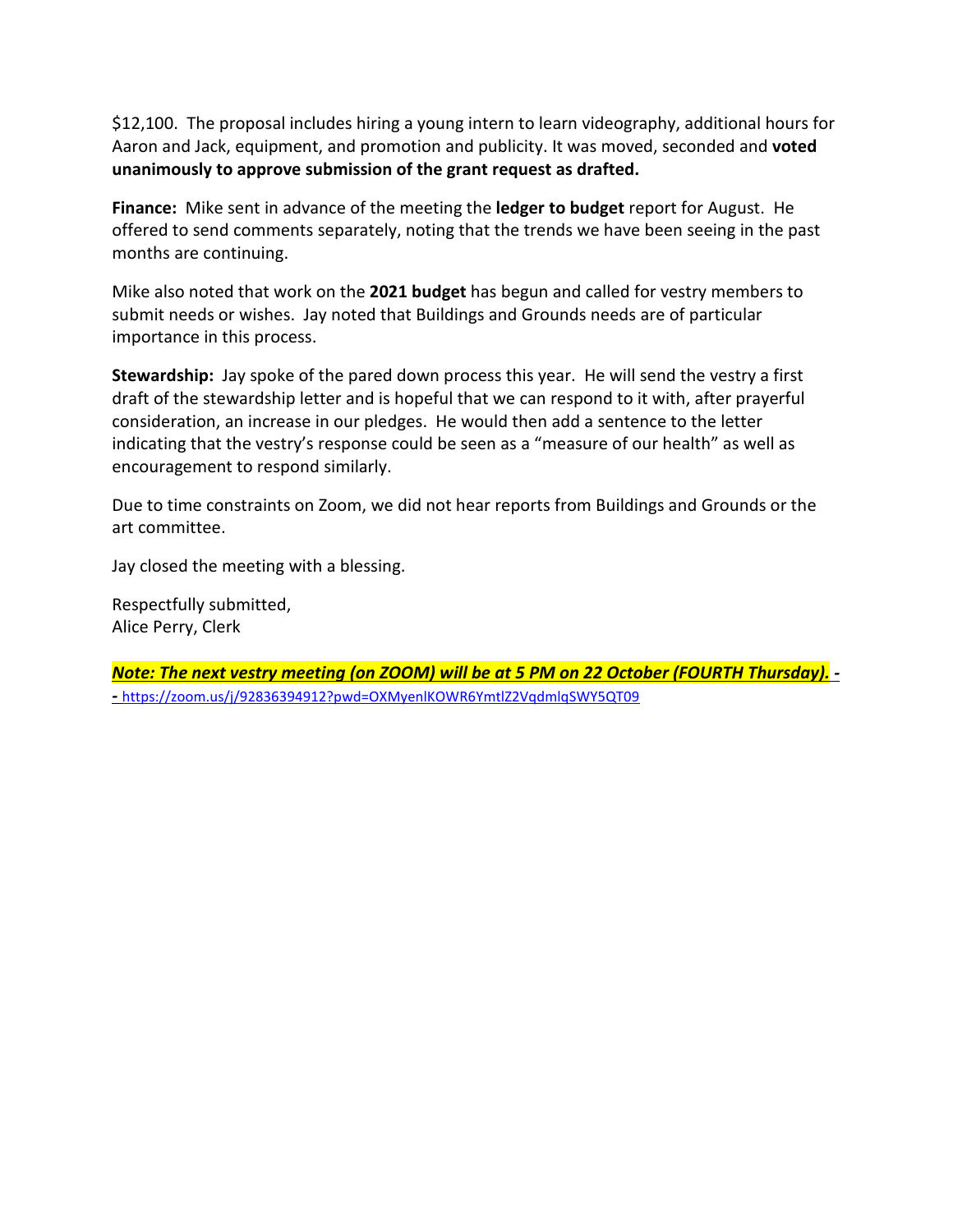$12,100. The proposal includes hiring a young intern to learn videography, additional hours for Aaron and Jack, equipment, and promotion and publicity. It was moved, seconded and **voted unanimously to approve submission of the grant request as drafted.**

**Finance:** Mike sent in advance of the meeting the **ledger to budget** report for August. He offered to send comments separately, noting that the trends we have been seeing in the past months are continuing.

Mike also noted that work on the **2021 budget** has begun and called for vestry members to submit needs or wishes. Jay noted that Buildings and Grounds needs are of particular importance in this process.

**Stewardship:** Jay spoke of the pared down process this year. He will send the vestry a first draft of the stewardship letter and is hopeful that we can respond to it with, after prayerful consideration, an increase in our pledges. He would then add a sentence to the letter indicating that the vestry's response could be seen as a "measure of our health" as well as encouragement to respond similarly.

Due to time constraints on Zoom, we did not hear reports from Buildings and Grounds or the art committee.

Jay closed the meeting with a blessing.

Respectfully submitted,
Alice Perry, Clerk

***Note: The next vestry meeting (on ZOOM) will be at 5 PM on 22 October (FOURTH Thursday).*** -- https://zoom.us/j/92836394912?pwd=OXMyenlKOWR6YmtlZ2VqdmlqSWY5QT09